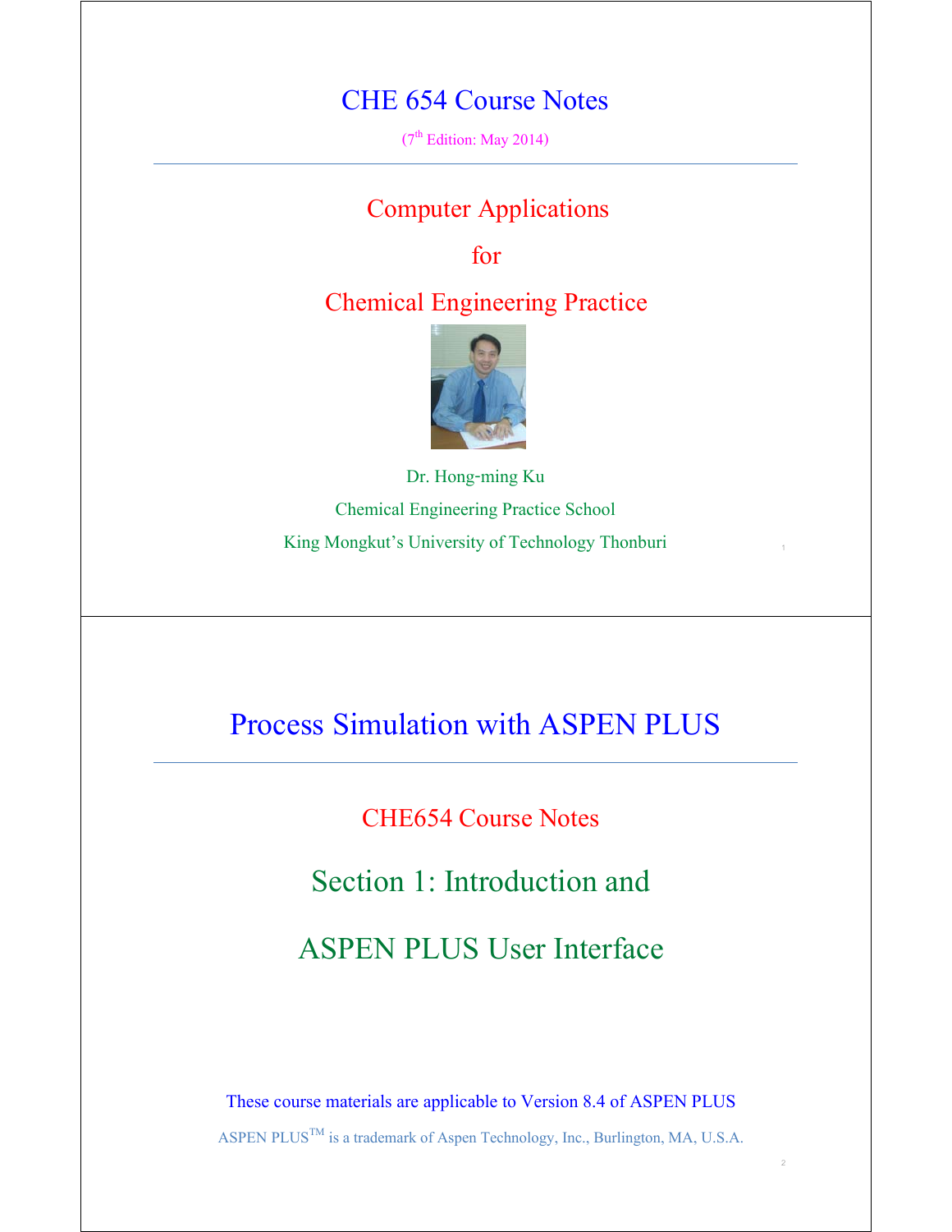# CHE 654 Course Notes

(7th Edition: May 2014)

---

## Computer Applications

## for

## Chemical Engineering Practice

Dr. Hong-ming Ku

Chemical Engineering Practice School

King Mongkut's University of Technology Thonburi

---

# Process Simulation with ASPEN PLUS

---

## CHE654 Course Notes

## Section 1: Introduction and

## ASPEN PLUS User Interface

These course materials are applicable to Version 8.4 of ASPEN PLUS

ASPEN PLUS™ is a trademark of Aspen Technology, Inc., Burlington, MA, U.S.A.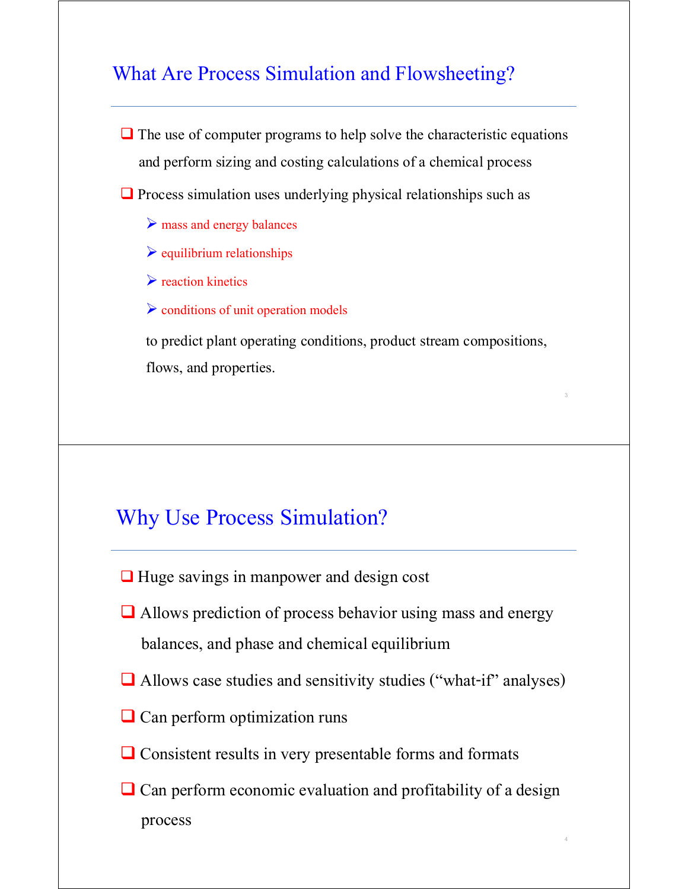## What Are Process Simulation and Flowsheeting?

- The use of computer programs to help solve the characteristic equations and perform sizing and costing calculations of a chemical process
- Process simulation uses underlying physical relationships such as
  - mass and energy balances
  - equilibrium relationships
  - reaction kinetics
  - conditions of unit operation models

  to predict plant operating conditions, product stream compositions, flows, and properties.

## Why Use Process Simulation?

- Huge savings in manpower and design cost
- Allows prediction of process behavior using mass and energy balances, and phase and chemical equilibrium
- Allows case studies and sensitivity studies (“what-if” analyses)
- Can perform optimization runs
- Consistent results in very presentable forms and formats
- Can perform economic evaluation and profitability of a design process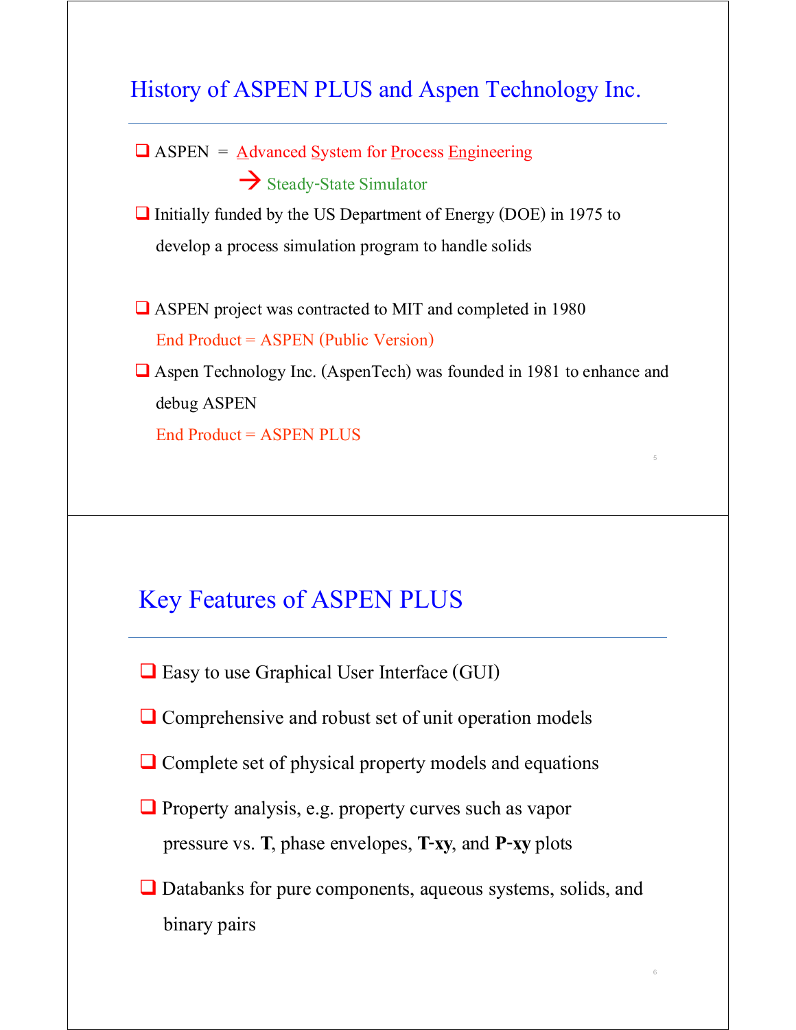## History of ASPEN PLUS and Aspen Technology Inc.

- ASPEN = Advanced System for Process Engineering
  → Steady-State Simulator
- Initially funded by the US Department of Energy (DOE) in 1975 to develop a process simulation program to handle solids
- ASPEN project was contracted to MIT and completed in 1980
  End Product = ASPEN (Public Version)
- Aspen Technology Inc. (AspenTech) was founded in 1981 to enhance and debug ASPEN
  End Product = ASPEN PLUS

## Key Features of ASPEN PLUS

- Easy to use Graphical User Interface (GUI)
- Comprehensive and robust set of unit operation models
- Complete set of physical property models and equations
- Property analysis, e.g. property curves such as vapor pressure vs. **T**, phase envelopes, **T**-**xy**, and **P**-**xy** plots
- Databanks for pure components, aqueous systems, solids, and binary pairs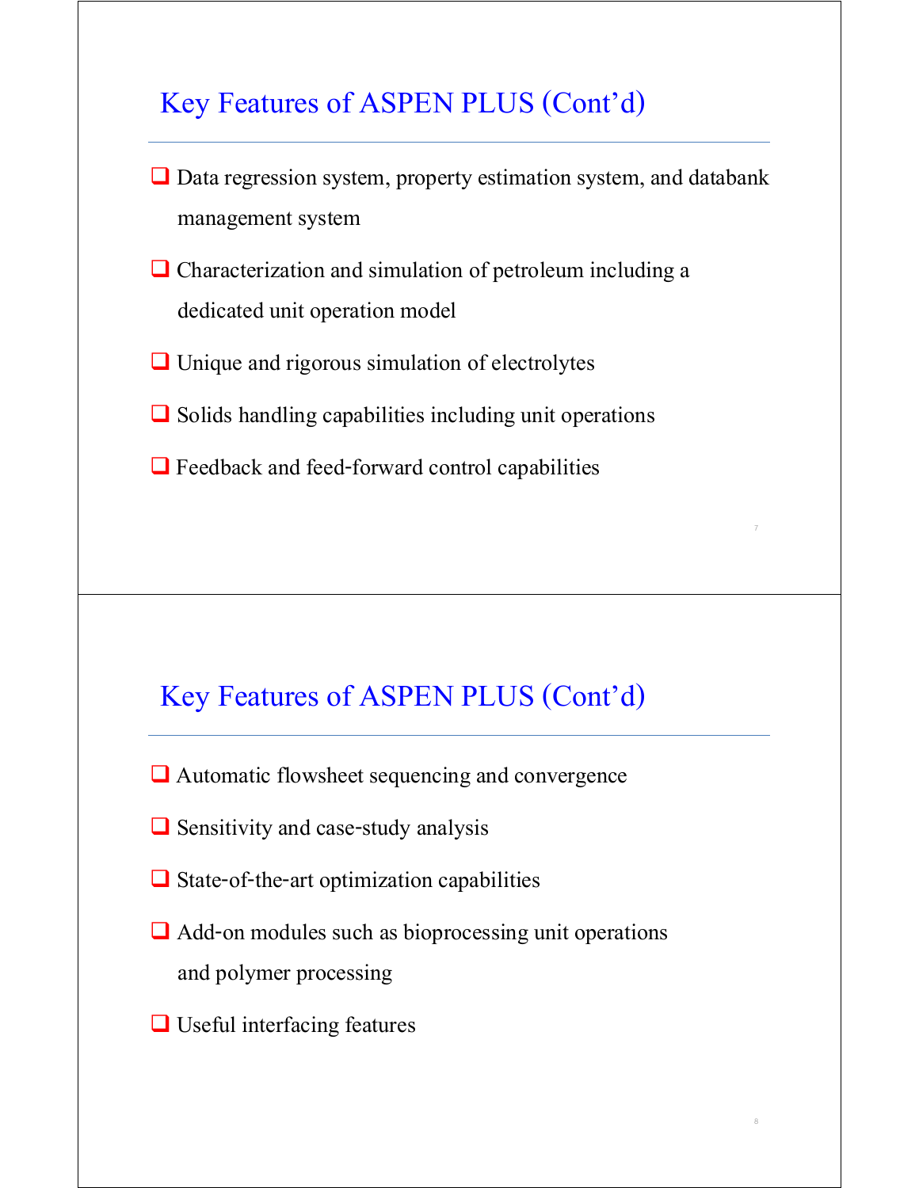## Key Features of ASPEN PLUS (Cont'd)

- Data regression system, property estimation system, and databank management system
- Characterization and simulation of petroleum including a dedicated unit operation model
- Unique and rigorous simulation of electrolytes
- Solids handling capabilities including unit operations
- Feedback and feed-forward control capabilities

## Key Features of ASPEN PLUS (Cont'd)

- Automatic flowsheet sequencing and convergence
- Sensitivity and case-study analysis
- State-of-the-art optimization capabilities
- Add-on modules such as bioprocessing unit operations and polymer processing
- Useful interfacing features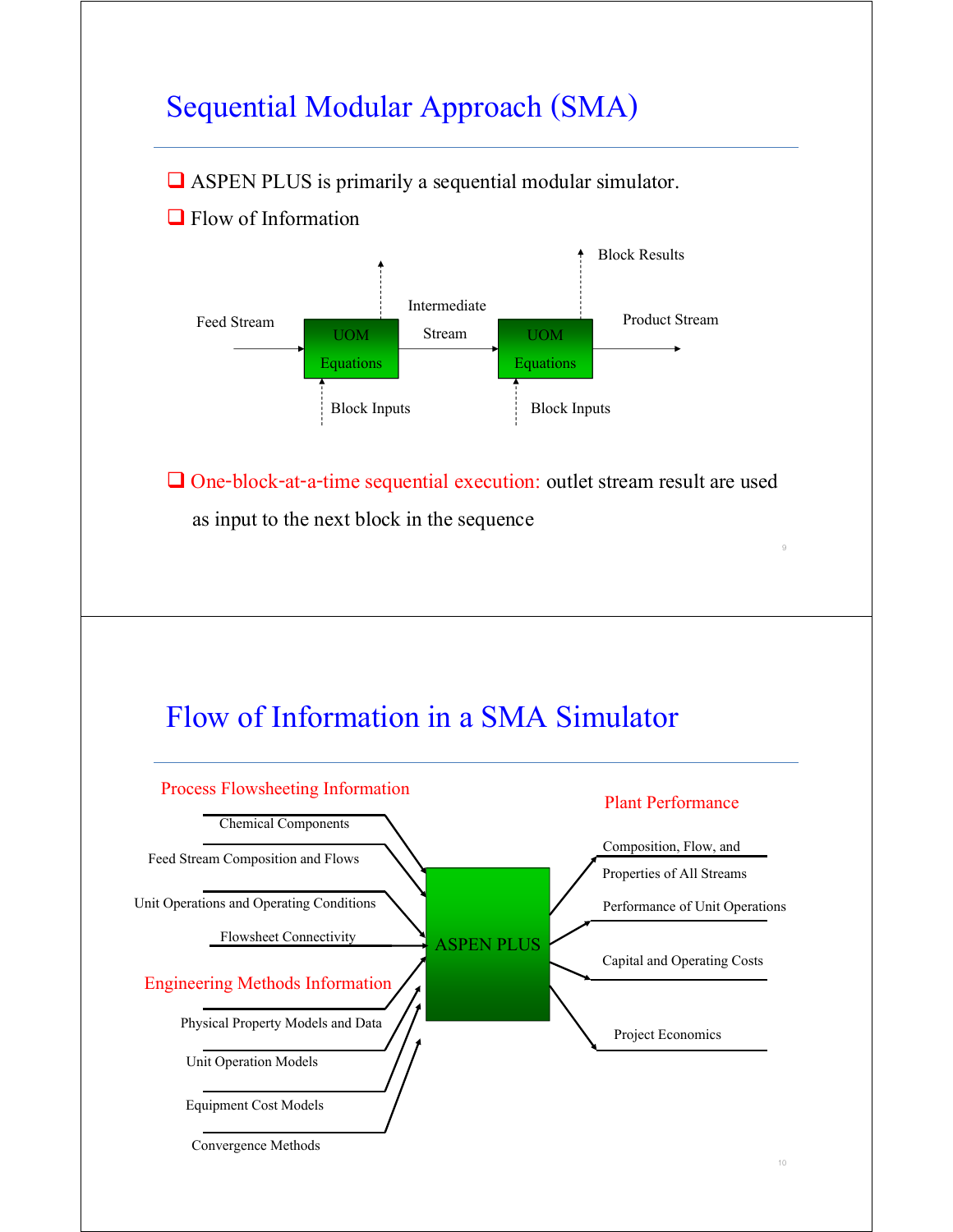# Sequential Modular Approach (SMA)

- ASPEN PLUS is primarily a sequential modular simulator.
- Flow of Information

Feed Stream → UOM Equations → Intermediate Stream → UOM Equations → Product Stream

Block Inputs (to each block); Block Results (from each block)

- One-block-at-a-time sequential execution: outlet stream result are used as input to the next block in the sequence

# Flow of Information in a SMA Simulator

**Process Flowsheeting Information**

- Chemical Components
- Feed Stream Composition and Flows
- Unit Operations and Operating Conditions
- Flowsheet Connectivity

**Engineering Methods Information**

- Physical Property Models and Data
- Unit Operation Models
- Equipment Cost Models
- Convergence Methods

→ ASPEN PLUS →

**Plant Performance**

- Composition, Flow, and Properties of All Streams
- Performance of Unit Operations
- Capital and Operating Costs
- Project Economics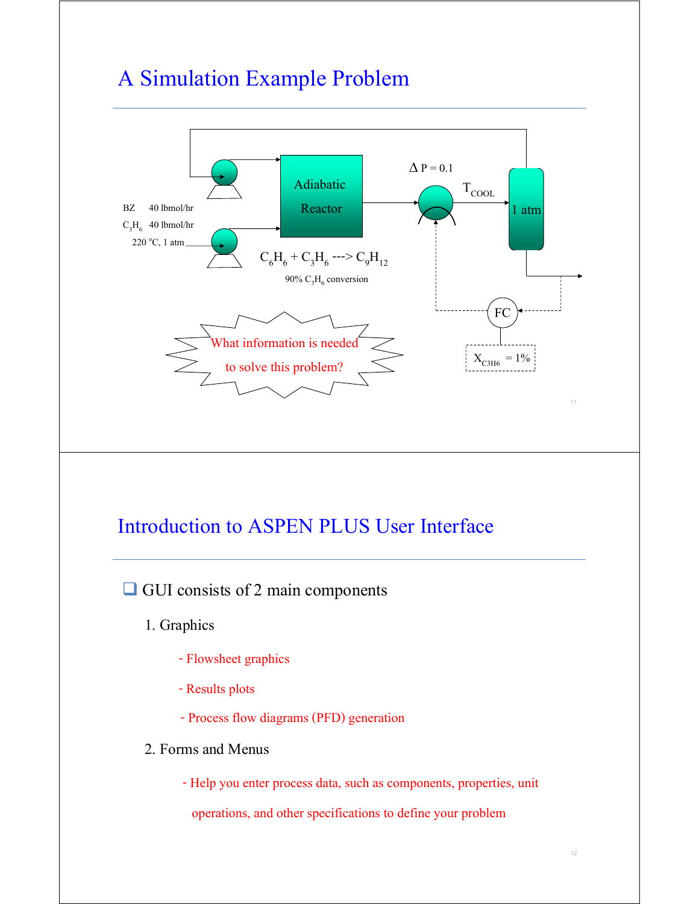# A Simulation Example Problem

BZ 40 lbmol/hr

$C_3H_6$ 40 lbmol/hr

220 °C, 1 atm

Adiabatic Reactor

$C_6H_6 + C_3H_6 \text{ ---> } C_9H_{12}$

90% $C_3H_6$ conversion

$\Delta$ P = 0.1

$T_{COOL}$

1 atm

FC

$X_{C3H6}$ = 1%

What information is needed to solve this problem?

# Introduction to ASPEN PLUS User Interface

- GUI consists of 2 main components
  1. Graphics
     - Flowsheet graphics
     - Results plots
     - Process flow diagrams (PFD) generation
  2. Forms and Menus
     - Help you enter process data, such as components, properties, unit operations, and other specifications to define your problem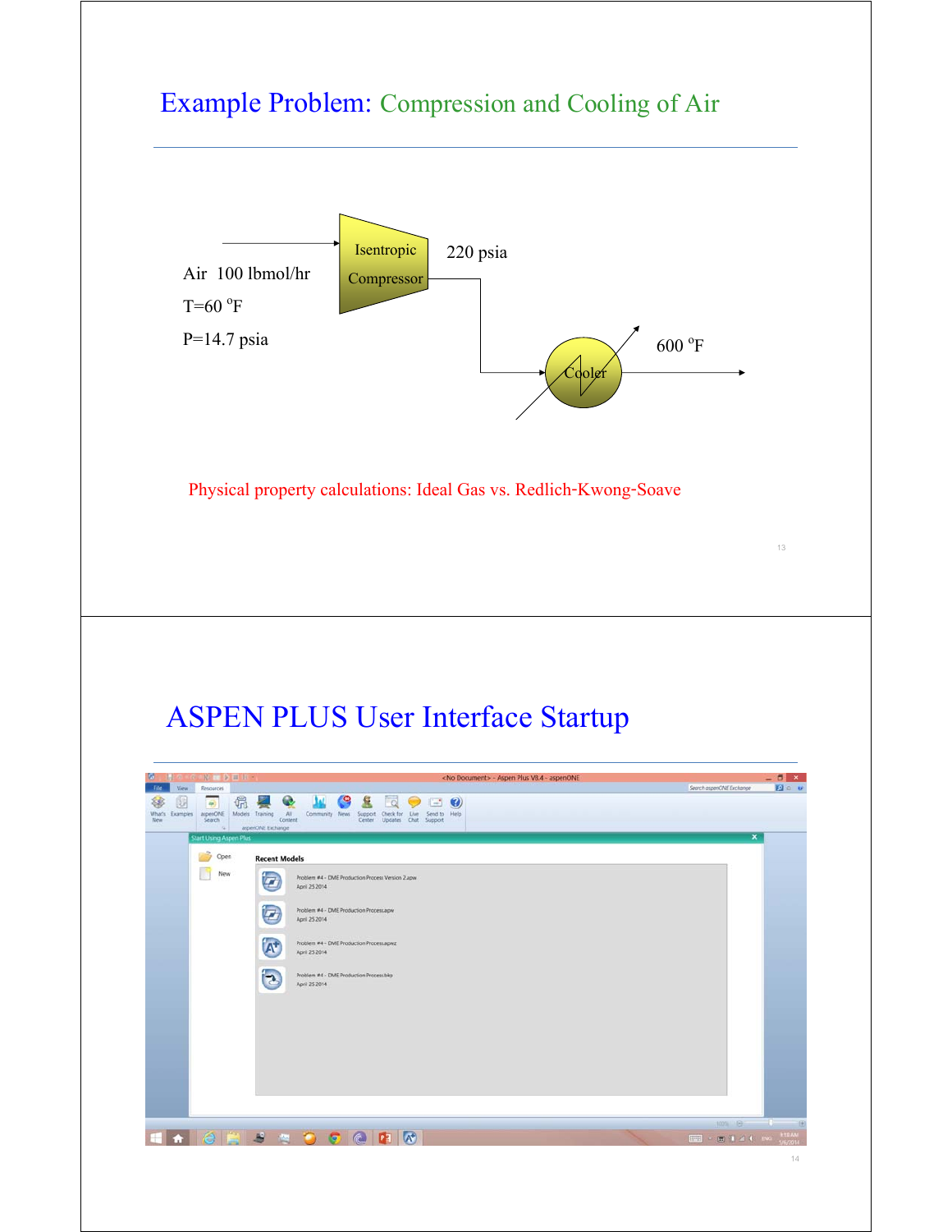# Example Problem: Compression and Cooling of Air

Air 100 lbmol/hr

T=60 °F

P=14.7 psia

Isentropic Compressor

220 psia

Cooler

600 °F

Physical property calculations: Ideal Gas vs. Redlich-Kwong-Soave

# ASPEN PLUS User Interface Startup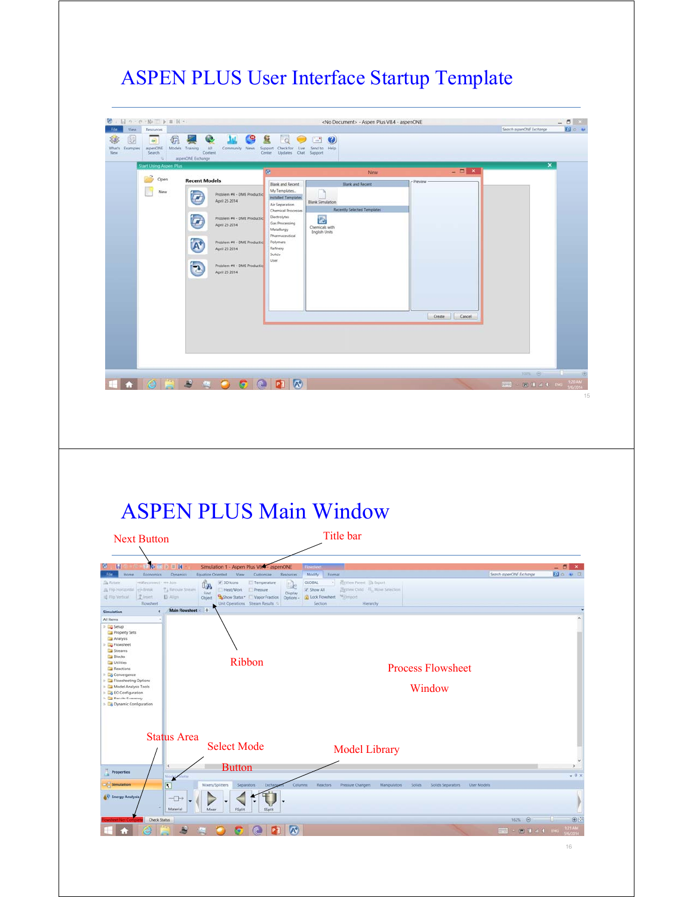# ASPEN PLUS User Interface Startup Template

# ASPEN PLUS Main Window

Next Button

Title bar

Ribbon

Process Flowsheet Window

Status Area

Select Mode Button

Model Library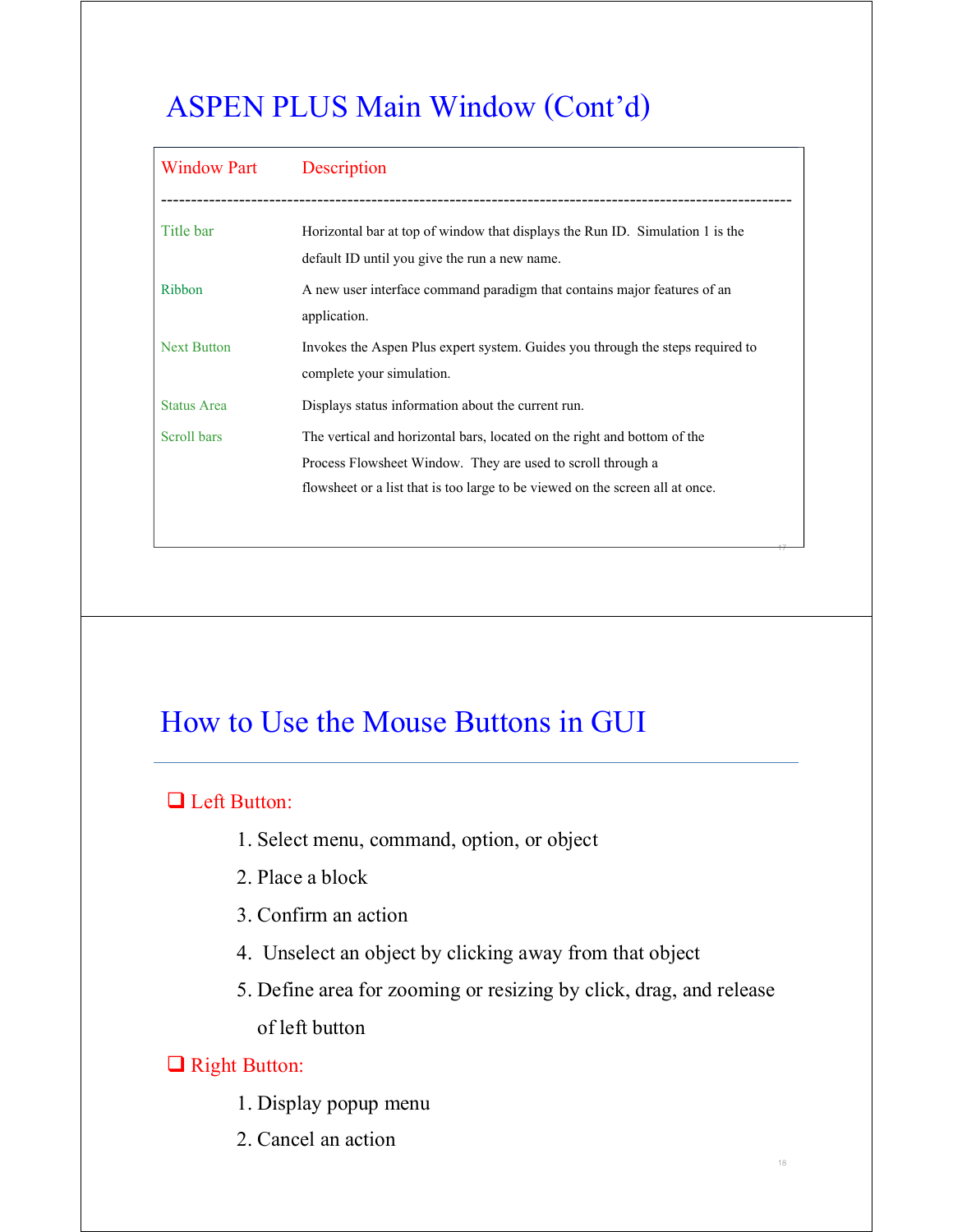## ASPEN PLUS Main Window (Cont'd)

| Window Part | Description |
|---|---|
| Title bar | Horizontal bar at top of window that displays the Run ID. Simulation 1 is the default ID until you give the run a new name. |
| Ribbon | A new user interface command paradigm that contains major features of an application. |
| Next Button | Invokes the Aspen Plus expert system. Guides you through the steps required to complete your simulation. |
| Status Area | Displays status information about the current run. |
| Scroll bars | The vertical and horizontal bars, located on the right and bottom of the Process Flowsheet Window. They are used to scroll through a flowsheet or a list that is too large to be viewed on the screen all at once. |

## How to Use the Mouse Buttons in GUI

- Left Button:
  1. Select menu, command, option, or object
  2. Place a block
  3. Confirm an action
  4. Unselect an object by clicking away from that object
  5. Define area for zooming or resizing by click, drag, and release of left button
- Right Button:
  1. Display popup menu
  2. Cancel an action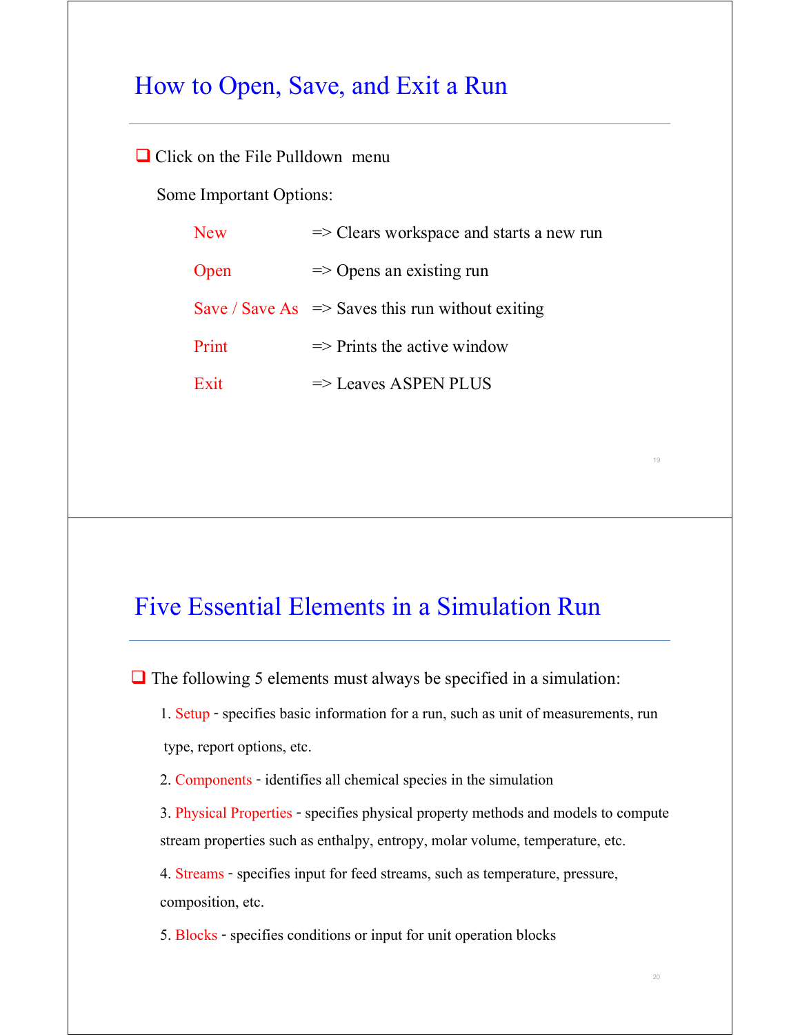## How to Open, Save, and Exit a Run

- Click on the File Pulldown menu

  Some Important Options:

  | | |
  |---|---|
  | New | => Clears workspace and starts a new run |
  | Open | => Opens an existing run |
  | Save / Save As | => Saves this run without exiting |
  | Print | => Prints the active window |
  | Exit | => Leaves ASPEN PLUS |

## Five Essential Elements in a Simulation Run

- The following 5 elements must always be specified in a simulation:

  1. Setup - specifies basic information for a run, such as unit of measurements, run type, report options, etc.
  2. Components - identifies all chemical species in the simulation
  3. Physical Properties - specifies physical property methods and models to compute stream properties such as enthalpy, entropy, molar volume, temperature, etc.
  4. Streams - specifies input for feed streams, such as temperature, pressure, composition, etc.
  5. Blocks - specifies conditions or input for unit operation blocks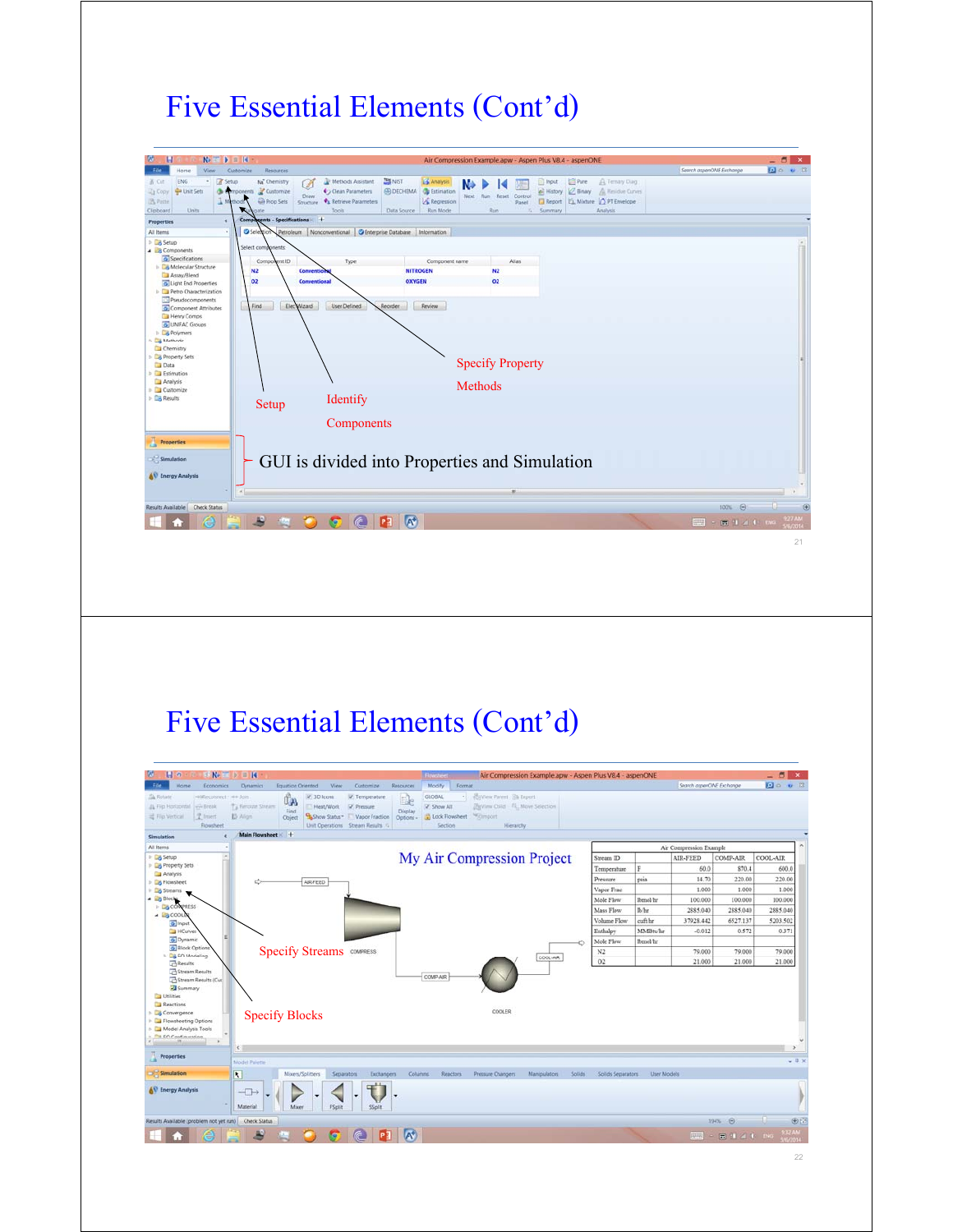# Five Essential Elements (Cont'd)

Specify Property Methods

Setup

Identify Components

GUI is divided into Properties and Simulation

# Five Essential Elements (Cont'd)

My Air Compression Project

| Air Compression Example | | | | |
|---|---|---|---|---|
| Stream ID | | AIR-FEED | COMP-AIR | COOL-AIR |
| Temperature | F | 60.0 | 870.4 | 600.0 |
| Pressure | psia | 14.70 | 220.00 | 220.00 |
| Vapor Frac | | 1.000 | 1.000 | 1.000 |
| Mole Flow | lbmol/hr | 100.000 | 100.000 | 100.000 |
| Mass Flow | lb/hr | 2885.040 | 2885.040 | 2885.040 |
| Volume Flow | cuft/hr | 37928.442 | 6527.137 | 5203.502 |
| Enthalpy | MMBtu/hr | -0.012 | 0.572 | 0.371 |
| Mole Flow | lbmol/hr | | | |
| N2 | | 79.000 | 79.000 | 79.000 |
| O2 | | 21.000 | 21.000 | 21.000 |

Specify Streams

Specify Blocks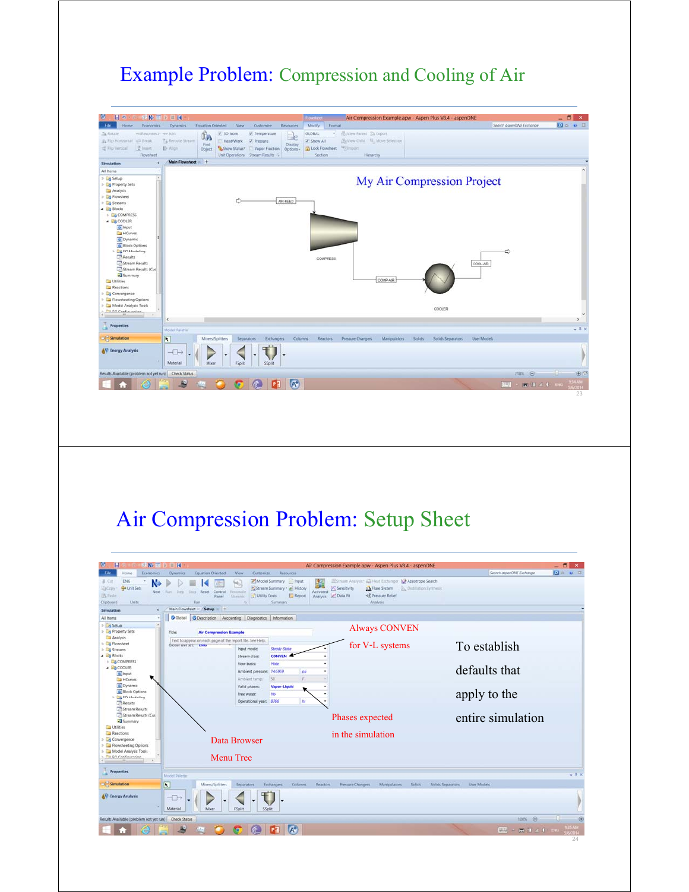# Example Problem: Compression and Cooling of Air

# Air Compression Problem: Setup Sheet

Always CONVEN for V-L systems

To establish defaults that apply to the entire simulation

Phases expected in the simulation

Data Browser Menu Tree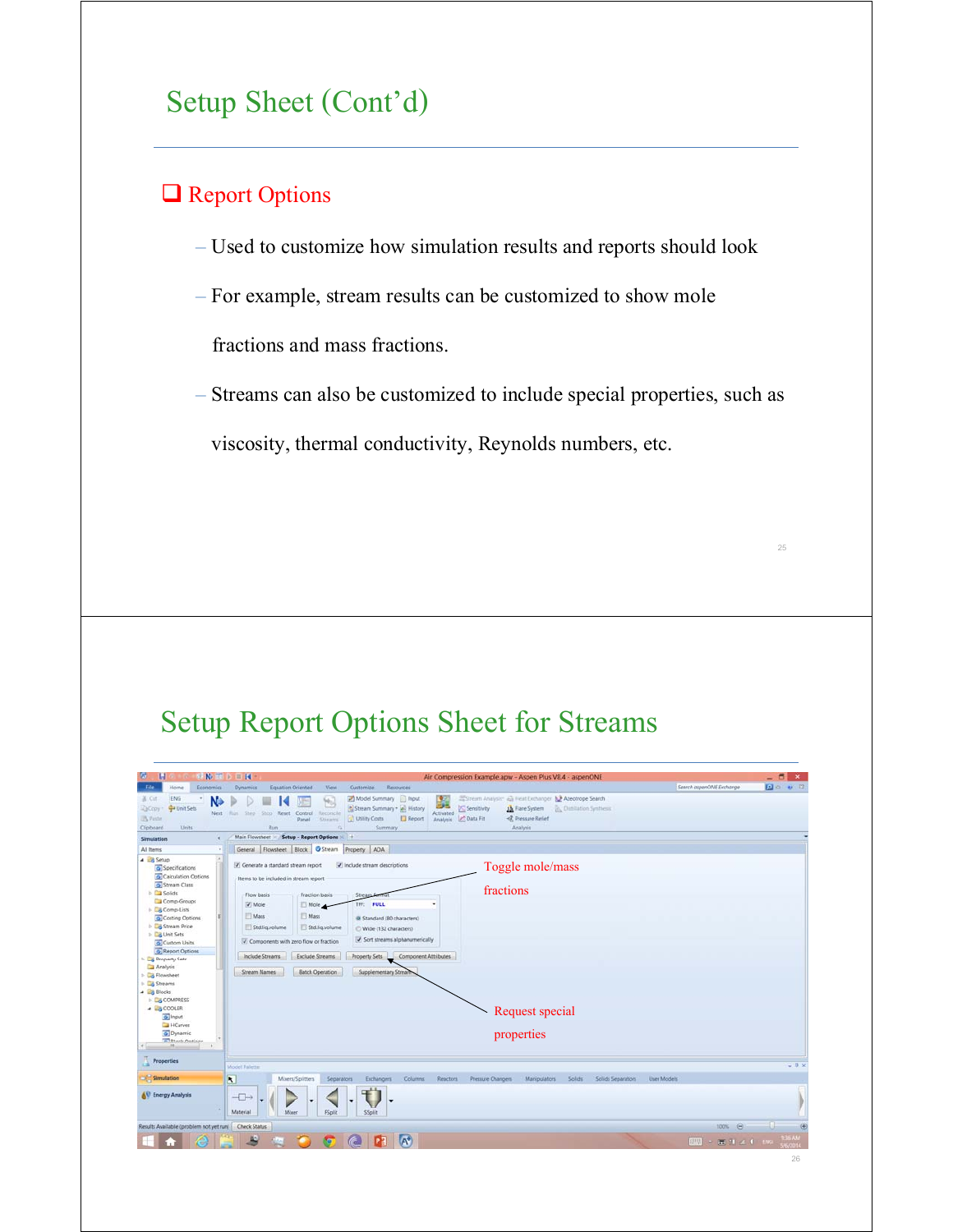# Setup Sheet (Cont'd)

## Report Options

- Used to customize how simulation results and reports should look
- For example, stream results can be customized to show mole fractions and mass fractions.
- Streams can also be customized to include special properties, such as viscosity, thermal conductivity, Reynolds numbers, etc.

# Setup Report Options Sheet for Streams

Toggle mole/mass fractions

Request special properties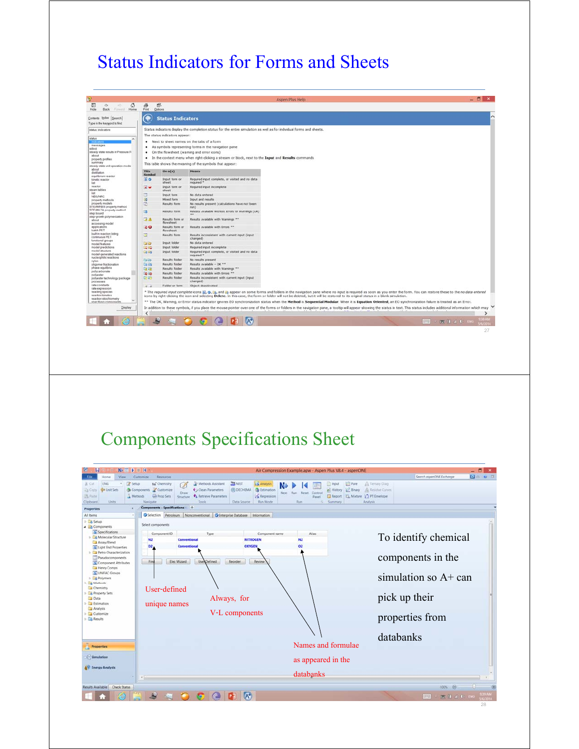# Status Indicators for Forms and Sheets

**Status Indicators**

Status indicators display the completion status for the entire simulation as well as for individual forms and sheets.

The status indicators appear:

- Next to sheet names on the tabs of a form
- As symbols representing forms in the navigation pane
- On the flowsheet (warning and error icons)
- In the context menu when right-clicking a stream or block, next to the **Input** and **Results** commands

This table shows the meaning of the symbols that appear:

| This Symbol | On a(s) | Means |
|---|---|---|
| | Input form or sheet | Required input complete, or visited and no data required * |
| | Input form or sheet | Required input incomplete |
| | Input form | No data entered |
| | Mixed form | Input and results |
| | Results form | No results present (calculations have not been run) |
| | Results form | Results available without errors or warnings (OK) ** |
| | Results form or flowsheet | Results available with Warnings ** |
| | Results form or flowsheet | Results available with Errors ** |
| | Results form | Results inconsistent with current input (input changed) |
| | Input folder | No data entered |
| | Input folder | Required input incomplete |
| | Input folder | Required input complete, or visited and no data required * |
| | Results folder | No results present |
| | Results folder | Results available - OK ** |
| | Results folder | Results available with Warnings ** |
| | Results folder | Results available with Errors ** |
| | Results folder | Results inconsistent with current input (input changed) |
| | Folder or form | Object deactivated |

\* The *required input complete* icons and appear on some forms and folders in the navigation pane where no input is required as soon as you enter the form. You can restore these to the *no data entered* icons by right-clicking the icon and selecting **Delete**. In this case, the form or folder will not be deleted, but it will be restored to its original status in a blank simulation.

\*\* The OK, Warning, or Error status indicator ignores EO synchronization status when the **Method** is **Sequential Modular**. When it is **Equation Oriented**, an EO synchronization failure is treated as an Error.

In addition to these symbols, if you place the mouse pointer over one of the forms or folders in the navigation pane, a tooltip will appear showing the status in text. This status includes additional information which may

# Components Specifications Sheet

Select components

| Component ID | Type | Component name | Alias |
|---|---|---|---|
| N2 | Conventional | NITROGEN | N2 |
| O2 | Conventional | OXYGEN | O2 |

User-defined unique names

Always, for V-L components

Names and formulae as appeared in the databanks

To identify chemical components in the simulation so A+ can pick up their properties from databanks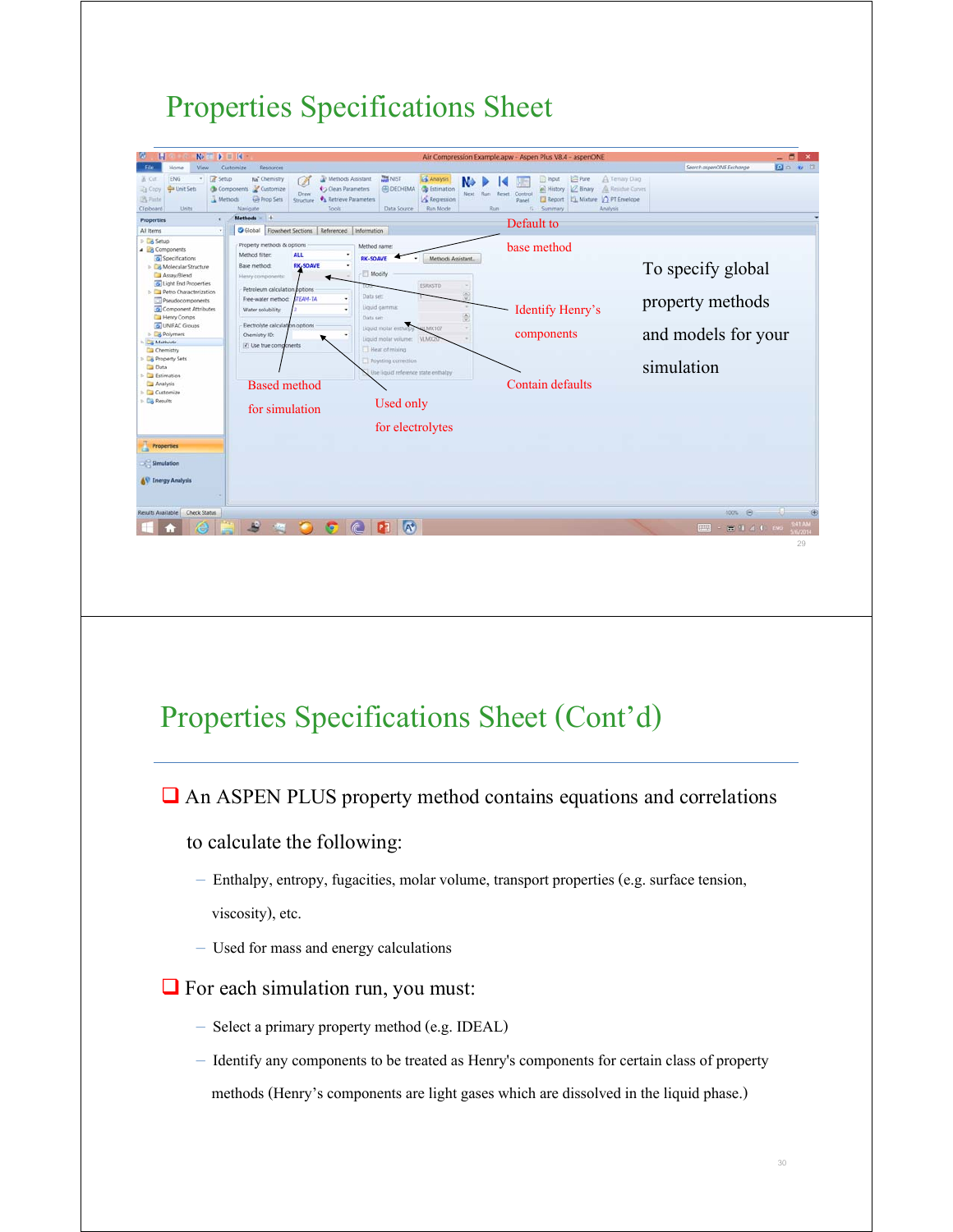# Properties Specifications Sheet

Default to base method

Identify Henry's components

Contain defaults

Based method for simulation

Used only for electrolytes

To specify global property methods and models for your simulation

# Properties Specifications Sheet (Cont'd)

- An ASPEN PLUS property method contains equations and correlations to calculate the following:
  - Enthalpy, entropy, fugacities, molar volume, transport properties (e.g. surface tension, viscosity), etc.
  - Used for mass and energy calculations
- For each simulation run, you must:
  - Select a primary property method (e.g. IDEAL)
  - Identify any components to be treated as Henry's components for certain class of property methods (Henry's components are light gases which are dissolved in the liquid phase.)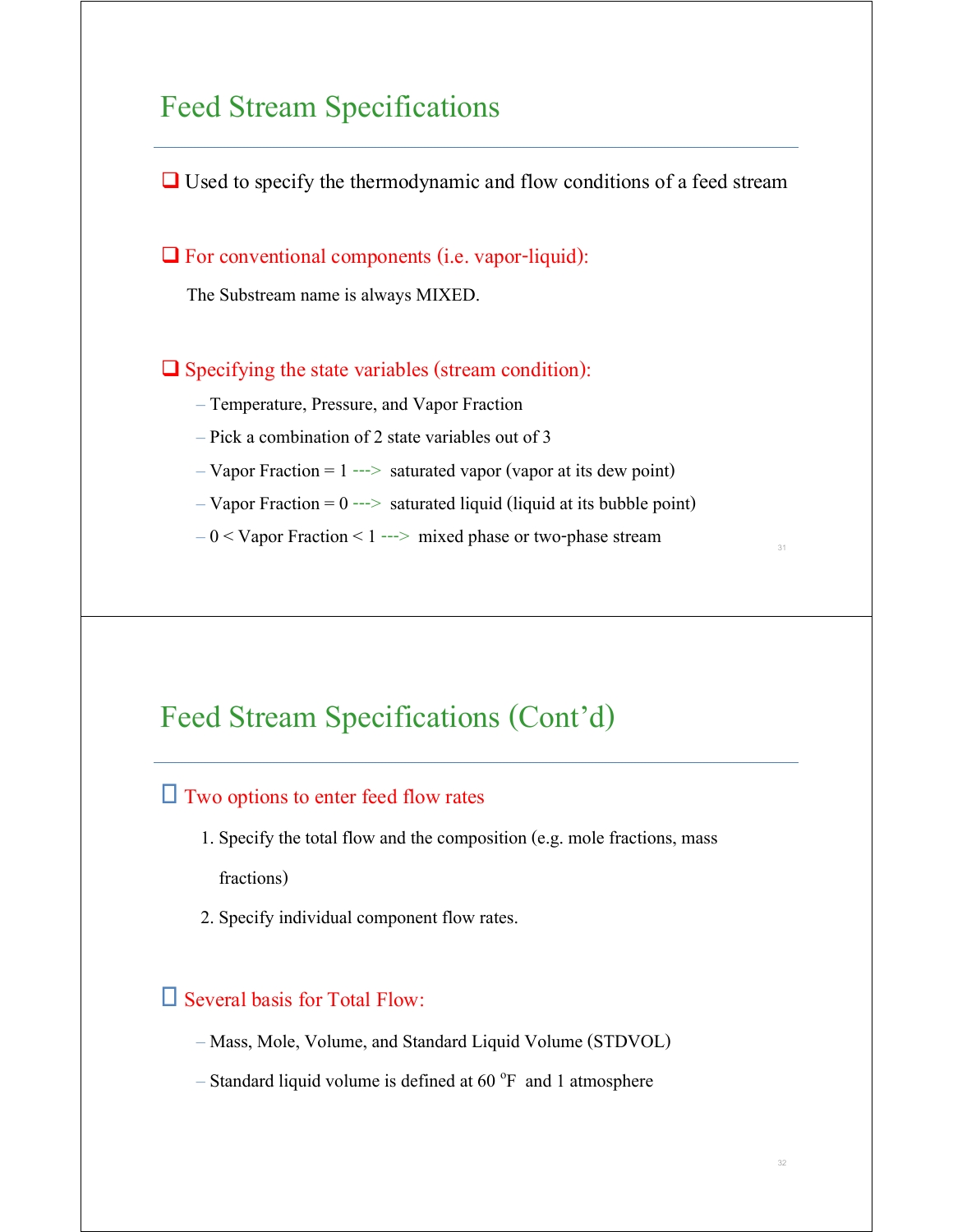## Feed Stream Specifications

- Used to specify the thermodynamic and flow conditions of a feed stream

- For conventional components (i.e. vapor-liquid):

  The Substream name is always MIXED.

- Specifying the state variables (stream condition):
  - Temperature, Pressure, and Vapor Fraction
  - Pick a combination of 2 state variables out of 3
  - Vapor Fraction = 1 ---> saturated vapor (vapor at its dew point)
  - Vapor Fraction = 0 ---> saturated liquid (liquid at its bubble point)
  - 0 < Vapor Fraction < 1 ---> mixed phase or two-phase stream

## Feed Stream Specifications (Cont'd)

- Two options to enter feed flow rates
  1. Specify the total flow and the composition (e.g. mole fractions, mass fractions)
  2. Specify individual component flow rates.

- Several basis for Total Flow:
  - Mass, Mole, Volume, and Standard Liquid Volume (STDVOL)
  - Standard liquid volume is defined at 60 $^{o}$F and 1 atmosphere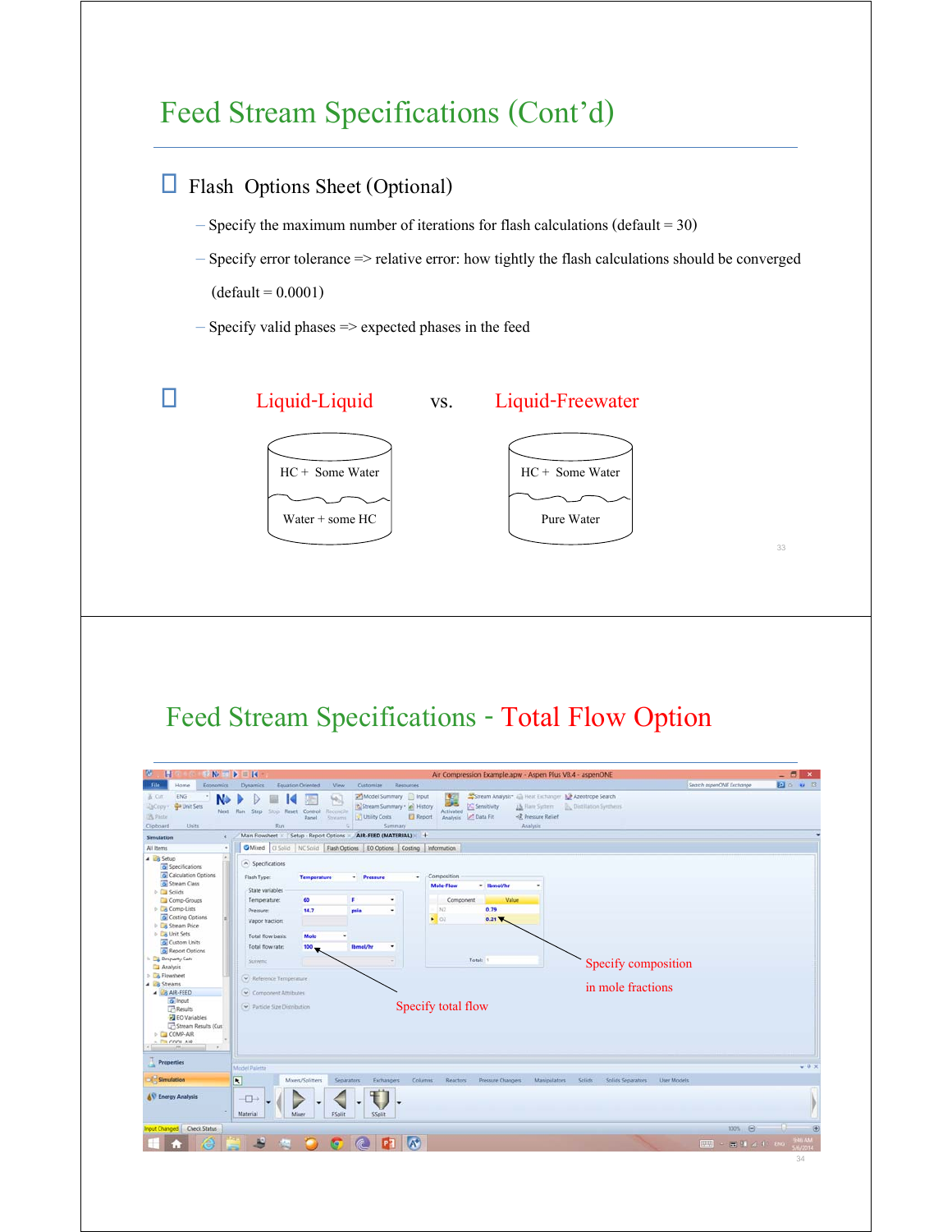# Feed Stream Specifications (Cont'd)

- Flash Options Sheet (Optional)
  - Specify the maximum number of iterations for flash calculations (default = 30)
  - Specify error tolerance => relative error: how tightly the flash calculations should be converged (default = 0.0001)
  - Specify valid phases => expected phases in the feed

- Liquid-Liquid vs. Liquid-Freewater

| Liquid-Liquid | Liquid-Freewater |
|---|---|
| HC + Some Water | HC + Some Water |
| Water + some HC | Pure Water |

# Feed Stream Specifications - Total Flow Option

Specify total flow

Specify composition in mole fractions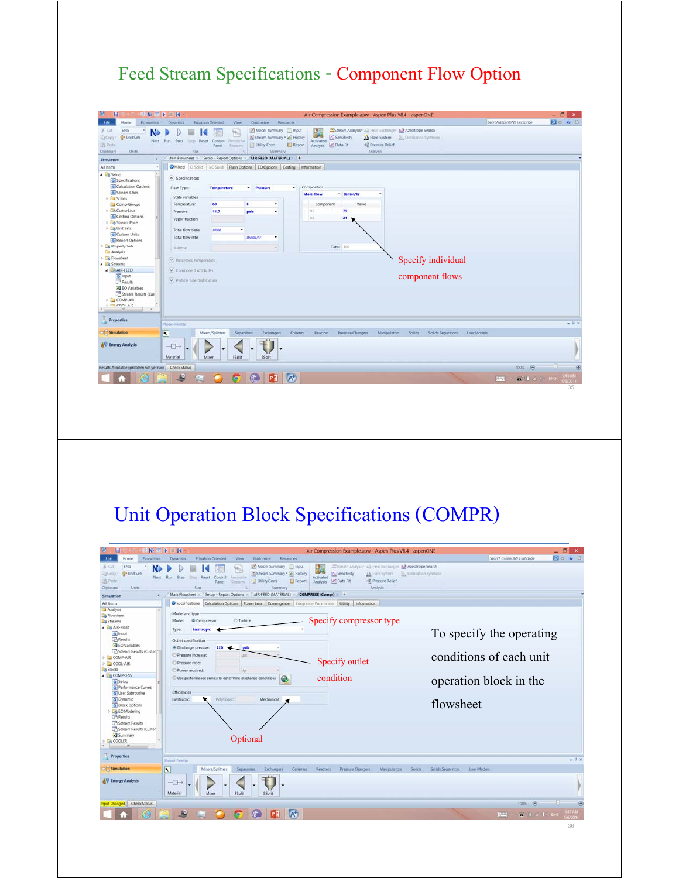# Feed Stream Specifications - Component Flow Option

Specify individual component flows

# Unit Operation Block Specifications (COMPR)

Specify compressor type

Specify outlet condition

Optional

To specify the operating conditions of each unit operation block in the flowsheet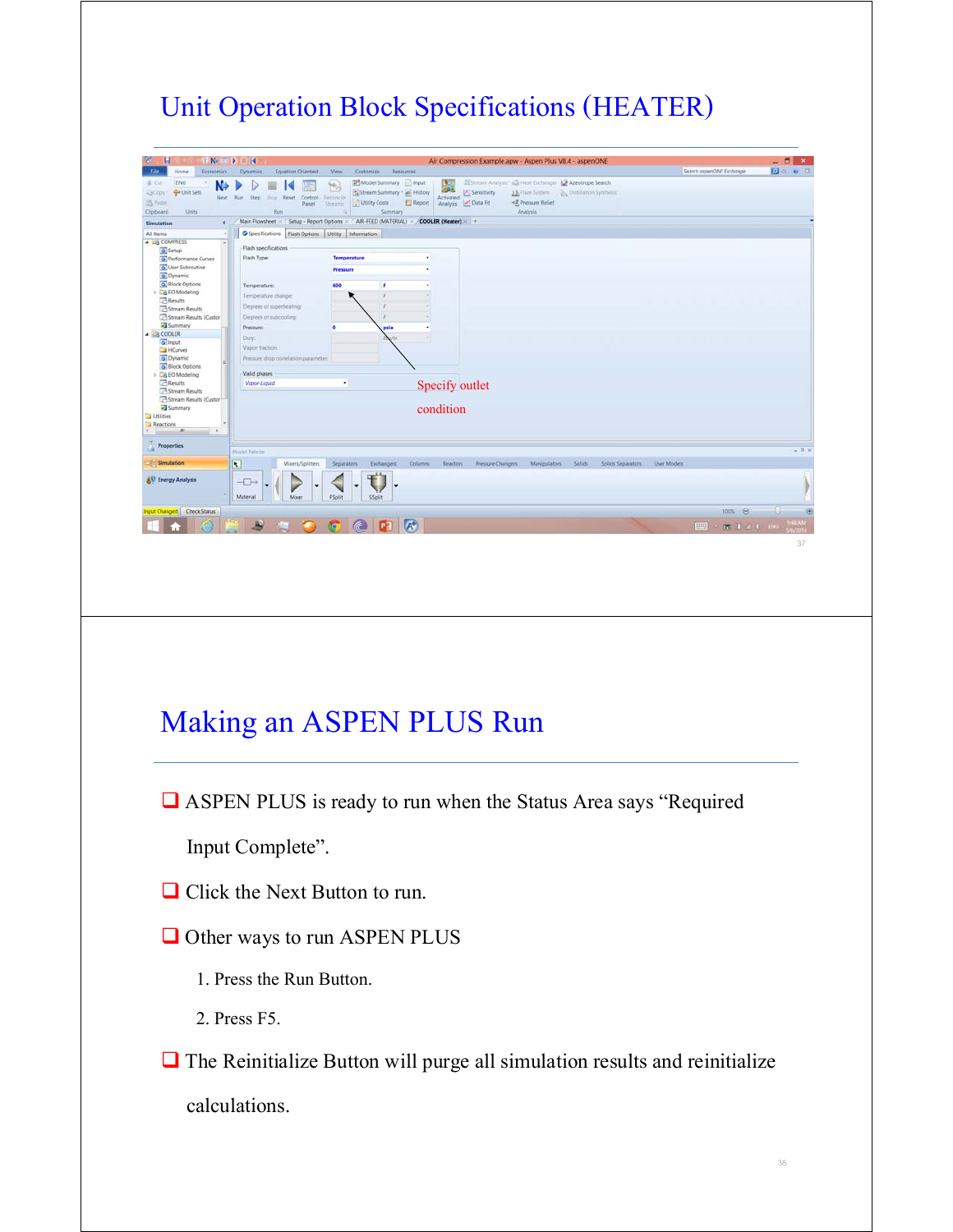# Unit Operation Block Specifications (HEATER)

Specify outlet condition

# Making an ASPEN PLUS Run

- ASPEN PLUS is ready to run when the Status Area says "Required Input Complete".
- Click the Next Button to run.
- Other ways to run ASPEN PLUS
  1. Press the Run Button.
  2. Press F5.
- The Reinitialize Button will purge all simulation results and reinitialize calculations.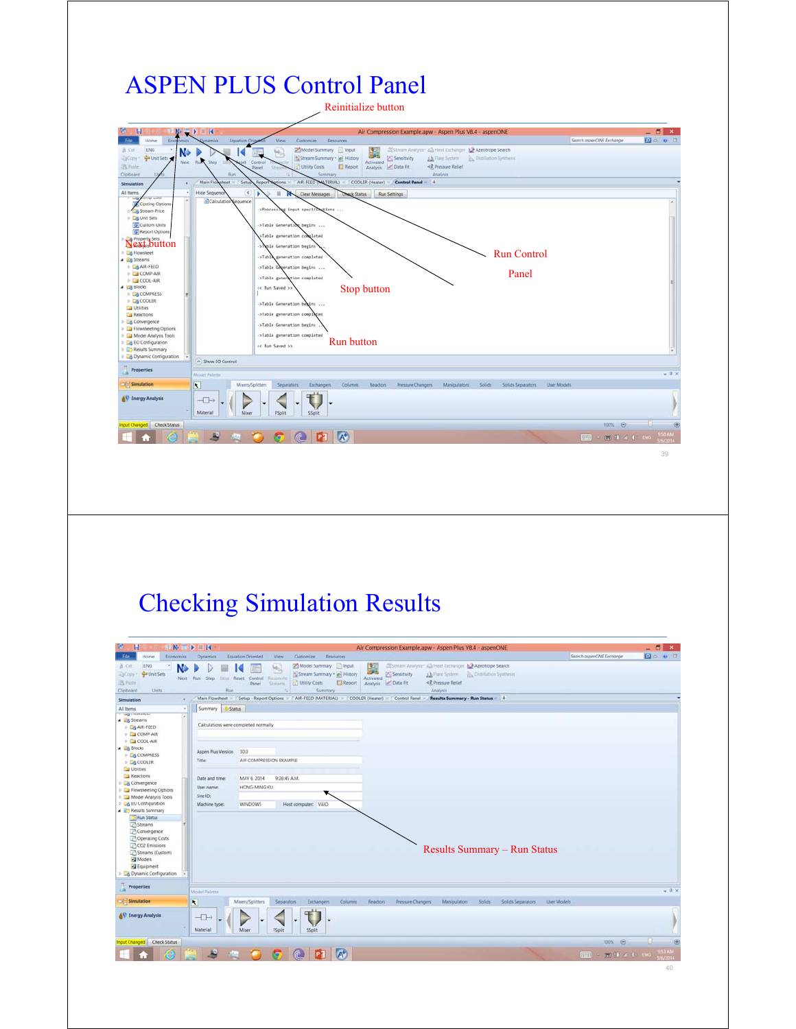# ASPEN PLUS Control Panel

Reinitialize button

Next button

Run Control Panel

Stop button

Run button

# Checking Simulation Results

Results Summary – Run Status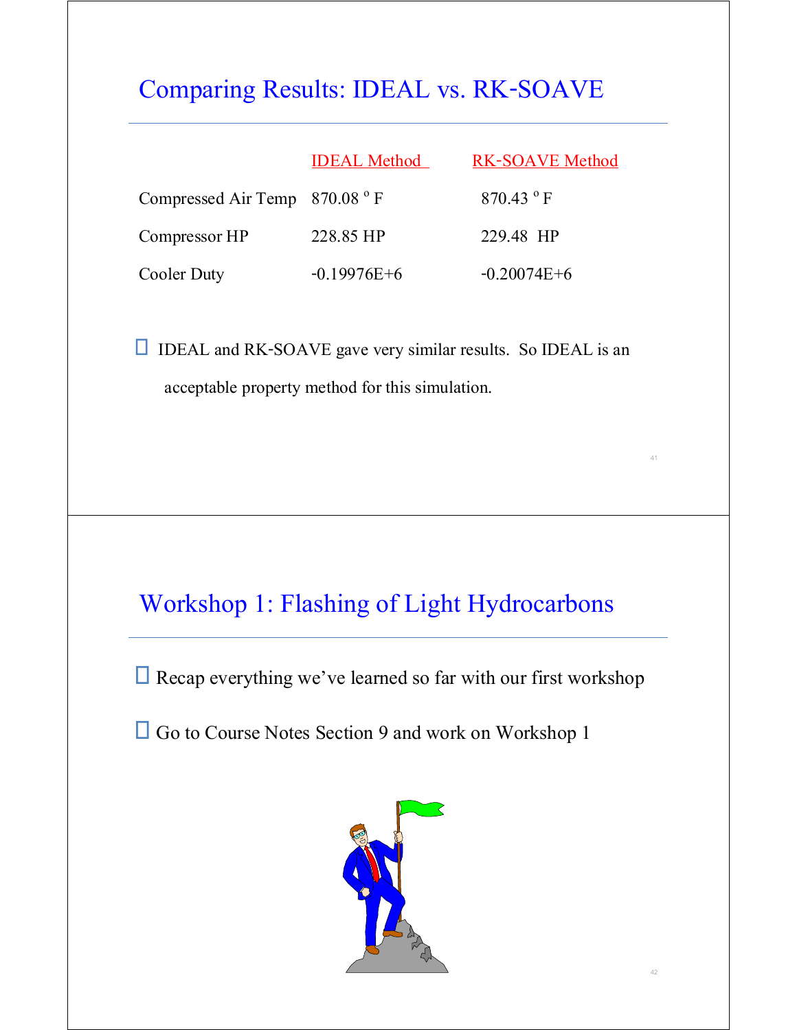## Comparing Results: IDEAL vs. RK-SOAVE

| | IDEAL Method | RK-SOAVE Method |
|---|---|---|
| Compressed Air Temp | 870.08 $^o$ F | 870.43 $^o$ F |
| Compressor HP | 228.85 HP | 229.48 HP |
| Cooler Duty | -0.19976E+6 | -0.20074E+6 |

- IDEAL and RK-SOAVE gave very similar results. So IDEAL is an acceptable property method for this simulation.

## Workshop 1: Flashing of Light Hydrocarbons

- Recap everything we've learned so far with our first workshop
- Go to Course Notes Section 9 and work on Workshop 1